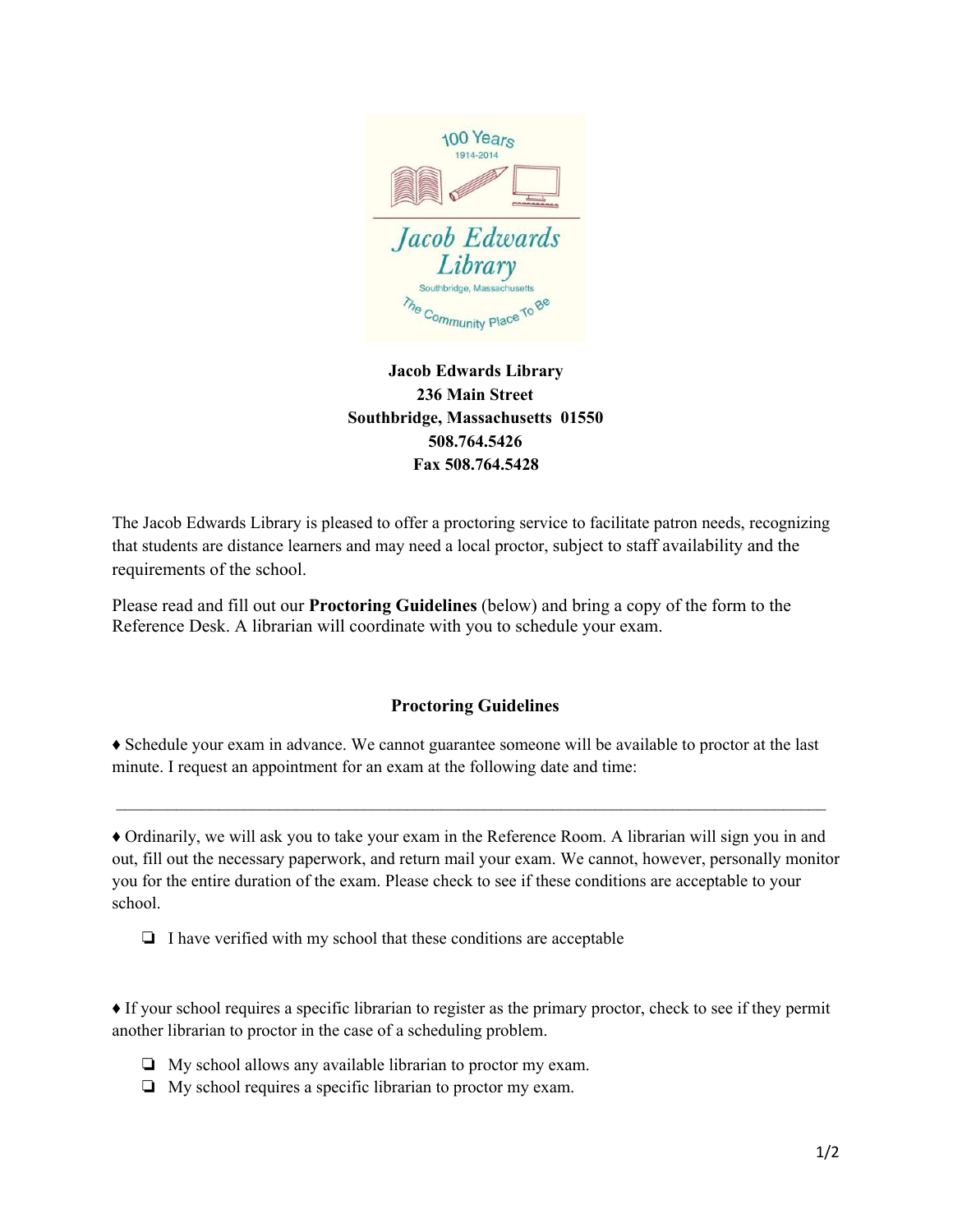**Jacob Edwards Library**
**236 Main Street**
**Southbridge, Massachusetts 01550**
**508.764.5426**
**Fax 508.764.5428**

The Jacob Edwards Library is pleased to offer a proctoring service to facilitate patron needs, recognizing that students are distance learners and may need a local proctor, subject to staff availability and the requirements of the school.

Please read and fill out our **Proctoring Guidelines** (below) and bring a copy of the form to the Reference Desk. A librarian will coordinate with you to schedule your exam.

## Proctoring Guidelines

♦ Schedule your exam in advance. We cannot guarantee someone will be available to proctor at the last minute. I request an appointment for an exam at the following date and time:

\_\_\_\_\_\_\_\_\_\_\_\_\_\_\_\_\_\_\_\_\_\_\_\_\_\_\_\_\_\_\_\_\_\_\_\_\_\_\_\_\_\_\_\_\_\_\_\_\_\_\_\_\_\_\_\_\_\_\_\_\_\_\_\_\_\_\_\_\_\_\_\_

♦ Ordinarily, we will ask you to take your exam in the Reference Room. A librarian will sign you in and out, fill out the necessary paperwork, and return mail your exam. We cannot, however, personally monitor you for the entire duration of the exam. Please check to see if these conditions are acceptable to your school.

- ❏ I have verified with my school that these conditions are acceptable

♦ If your school requires a specific librarian to register as the primary proctor, check to see if they permit another librarian to proctor in the case of a scheduling problem.

- ❏ My school allows any available librarian to proctor my exam.
- ❏ My school requires a specific librarian to proctor my exam.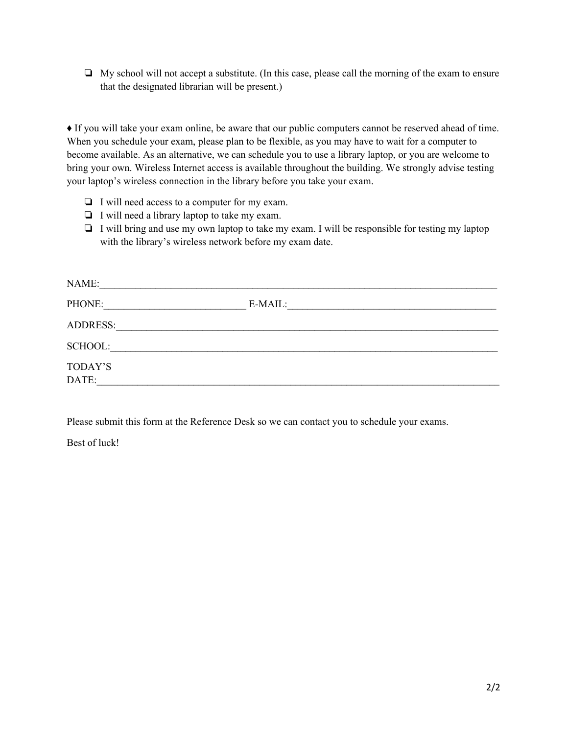- ❏ My school will not accept a substitute. (In this case, please call the morning of the exam to ensure that the designated librarian will be present.)

♦ If you will take your exam online, be aware that our public computers cannot be reserved ahead of time. When you schedule your exam, please plan to be flexible, as you may have to wait for a computer to become available. As an alternative, we can schedule you to use a library laptop, or you are welcome to bring your own. Wireless Internet access is available throughout the building. We strongly advise testing your laptop's wireless connection in the library before you take your exam.

- ❏ I will need access to a computer for my exam.
- ❏ I will need a library laptop to take my exam.
- ❏ I will bring and use my own laptop to take my exam. I will be responsible for testing my laptop with the library's wireless network before my exam date.

NAME:_______________________________________________________________________________

PHONE:___________________________ E-MAIL:_________________________________________

ADDRESS:_____________________________________________________________________________

SCHOOL:______________________________________________________________________________

TODAY'S DATE:________________________________________________________________________

Please submit this form at the Reference Desk so we can contact you to schedule your exams.

Best of luck!